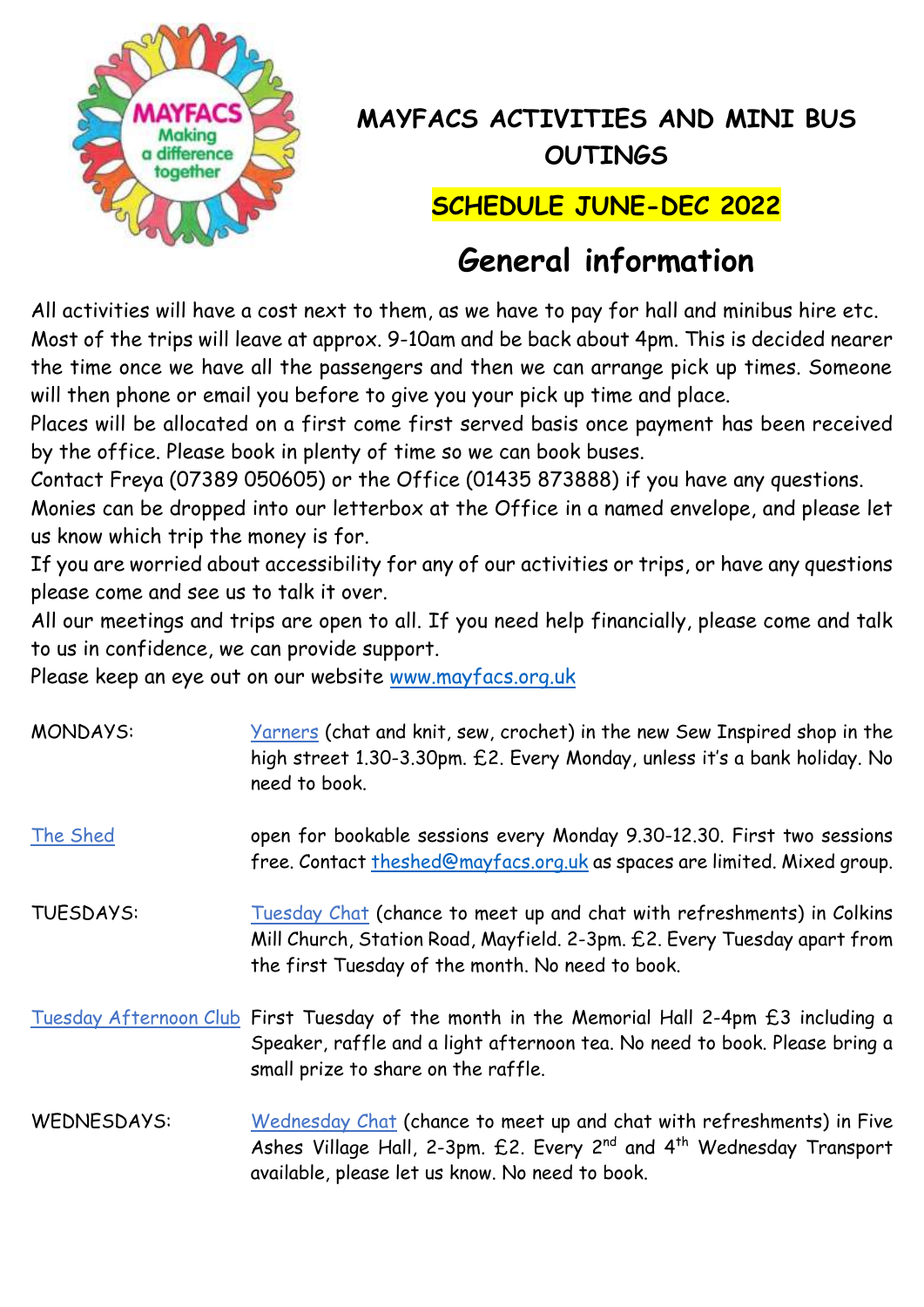# MAYFACS ACTIVITIES AND MINI BUS OUTINGS

## SCHEDULE JUNE-DEC 2022

## General information

All activities will have a cost next to them, as we have to pay for hall and minibus hire etc. Most of the trips will leave at approx. 9-10am and be back about 4pm. This is decided nearer the time once we have all the passengers and then we can arrange pick up times. Someone will then phone or email you before to give you your pick up time and place.

Places will be allocated on a first come first served basis once payment has been received by the office. Please book in plenty of time so we can book buses.

Contact Freya (07389 050605) or the Office (01435 873888) if you have any questions.

Monies can be dropped into our letterbox at the Office in a named envelope, and please let us know which trip the money is for.

If you are worried about accessibility for any of our activities or trips, or have any questions please come and see us to talk it over.

All our meetings and trips are open to all. If you need help financially, please come and talk to us in confidence, we can provide support.

Please keep an eye out on our website www.mayfacs.org.uk

| | |
|---|---|
| MONDAYS: | Yarners (chat and knit, sew, crochet) in the new Sew Inspired shop in the high street 1.30-3.30pm. £2. Every Monday, unless it's a bank holiday. No need to book. |
| The Shed | open for bookable sessions every Monday 9.30-12.30. First two sessions free. Contact theshed@mayfacs.org.uk as spaces are limited. Mixed group. |
| TUESDAYS: | Tuesday Chat (chance to meet up and chat with refreshments) in Colkins Mill Church, Station Road, Mayfield. 2-3pm. £2. Every Tuesday apart from the first Tuesday of the month. No need to book. |
| Tuesday Afternoon Club | First Tuesday of the month in the Memorial Hall 2-4pm £3 including a Speaker, raffle and a light afternoon tea. No need to book. Please bring a small prize to share on the raffle. |
| WEDNESDAYS: | Wednesday Chat (chance to meet up and chat with refreshments) in Five Ashes Village Hall, 2-3pm. £2. Every 2nd and 4th Wednesday Transport available, please let us know. No need to book. |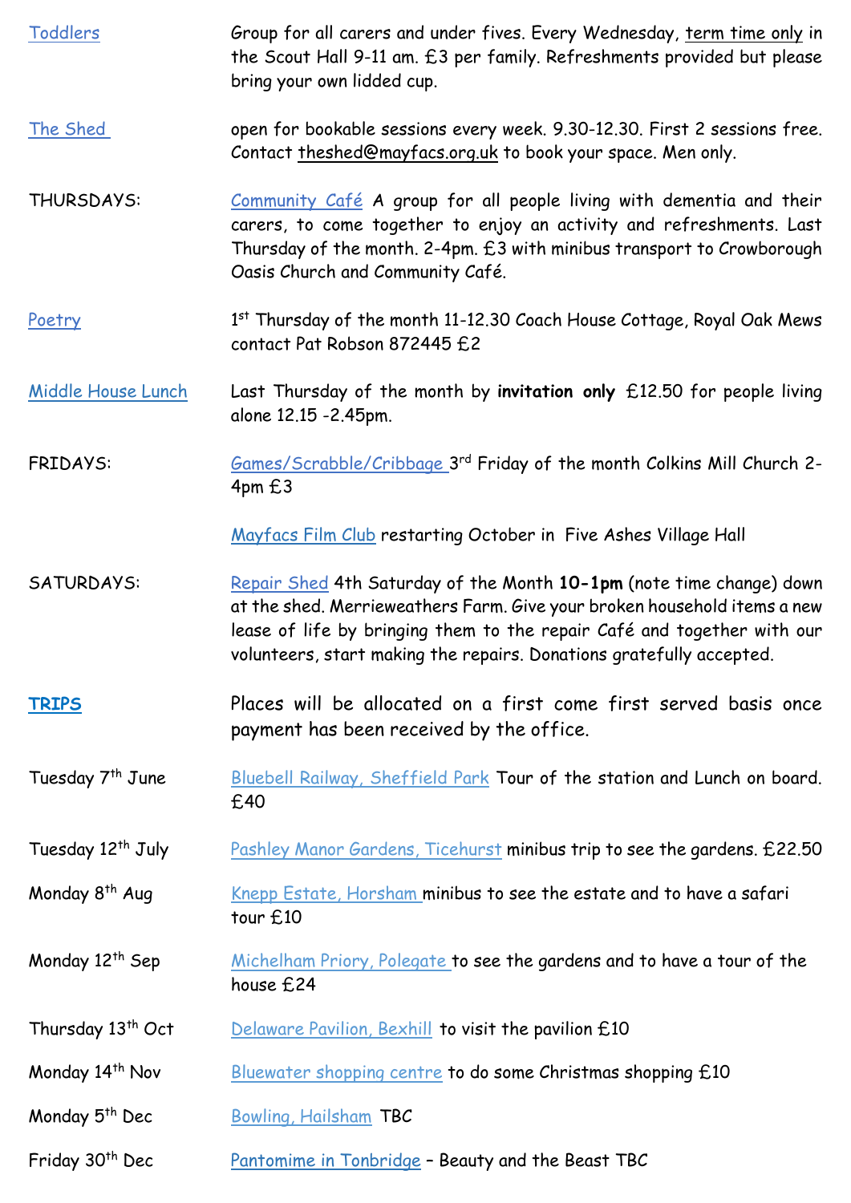Toddlers — Group for all carers and under fives. Every Wednesday, term time only in the Scout Hall 9-11 am. £3 per family. Refreshments provided but please bring your own lidded cup.

The Shed — open for bookable sessions every week. 9.30-12.30. First 2 sessions free. Contact theshed@mayfacs.org.uk to book your space. Men only.

THURSDAYS:

Community Café — A group for all people living with dementia and their carers, to come together to enjoy an activity and refreshments. Last Thursday of the month. 2-4pm. £3 with minibus transport to Crowborough Oasis Church and Community Café.

Poetry — 1st Thursday of the month 11-12.30 Coach House Cottage, Royal Oak Mews contact Pat Robson 872445 £2

Middle House Lunch — Last Thursday of the month by **invitation only** £12.50 for people living alone 12.15 -2.45pm.

FRIDAYS:

Games/Scrabble/Cribbage — 3rd Friday of the month Colkins Mill Church 2-4pm £3

Mayfacs Film Club — restarting October in Five Ashes Village Hall

SATURDAYS:

Repair Shed — 4th Saturday of the Month **10-1pm** (note time change) down at the shed. Merrieweathers Farm. Give your broken household items a new lease of life by bringing them to the repair Café and together with our volunteers, start making the repairs. Donations gratefully accepted.

## TRIPS

Places will be allocated on a first come first served basis once payment has been received by the office.

| | |
|---|---|
| Tuesday 7th June | Bluebell Railway, Sheffield Park Tour of the station and Lunch on board. £40 |
| Tuesday 12th July | Pashley Manor Gardens, Ticehurst minibus trip to see the gardens. £22.50 |
| Monday 8th Aug | Knepp Estate, Horsham minibus to see the estate and to have a safari tour £10 |
| Monday 12th Sep | Michelham Priory, Polegate to see the gardens and to have a tour of the house £24 |
| Thursday 13th Oct | Delaware Pavilion, Bexhill to visit the pavilion £10 |
| Monday 14th Nov | Bluewater shopping centre to do some Christmas shopping £10 |
| Monday 5th Dec | Bowling, Hailsham TBC |
| Friday 30th Dec | Pantomime in Tonbridge – Beauty and the Beast TBC |